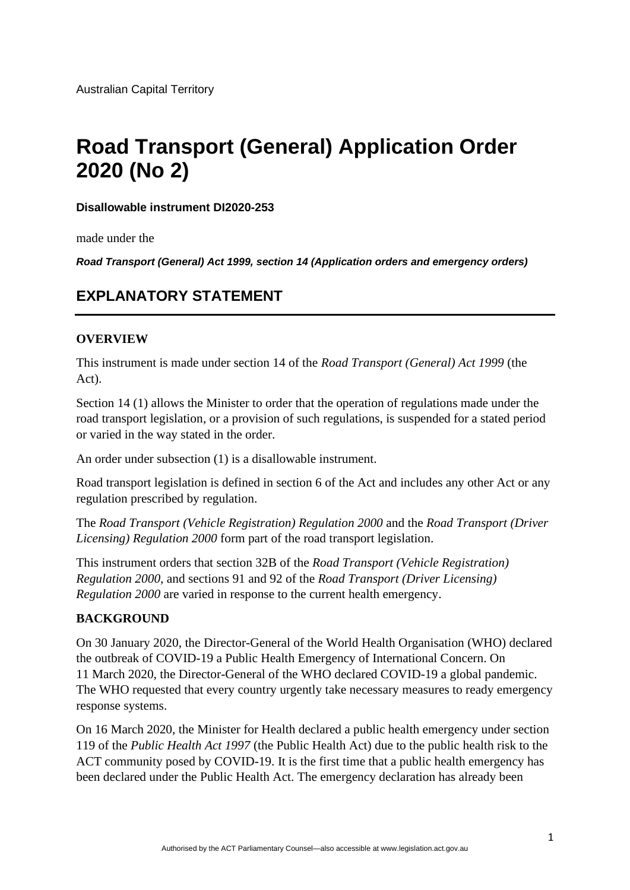Australian Capital Territory

# Road Transport (General) Application Order 2020 (No 2)

**Disallowable instrument DI2020-253**

made under the

***Road Transport (General) Act 1999, section 14 (Application orders and emergency orders)***

## EXPLANATORY STATEMENT

### OVERVIEW

This instrument is made under section 14 of the *Road Transport (General) Act 1999* (the Act).

Section 14 (1) allows the Minister to order that the operation of regulations made under the road transport legislation, or a provision of such regulations, is suspended for a stated period or varied in the way stated in the order.

An order under subsection (1) is a disallowable instrument.

Road transport legislation is defined in section 6 of the Act and includes any other Act or any regulation prescribed by regulation.

The *Road Transport (Vehicle Registration) Regulation 2000* and the *Road Transport (Driver Licensing) Regulation 2000* form part of the road transport legislation.

This instrument orders that section 32B of the *Road Transport (Vehicle Registration) Regulation 2000*, and sections 91 and 92 of the *Road Transport (Driver Licensing) Regulation 2000* are varied in response to the current health emergency.

### BACKGROUND

On 30 January 2020, the Director-General of the World Health Organisation (WHO) declared the outbreak of COVID-19 a Public Health Emergency of International Concern. On 11 March 2020, the Director-General of the WHO declared COVID-19 a global pandemic. The WHO requested that every country urgently take necessary measures to ready emergency response systems.

On 16 March 2020, the Minister for Health declared a public health emergency under section 119 of the *Public Health Act 1997* (the Public Health Act) due to the public health risk to the ACT community posed by COVID-19. It is the first time that a public health emergency has been declared under the Public Health Act. The emergency declaration has already been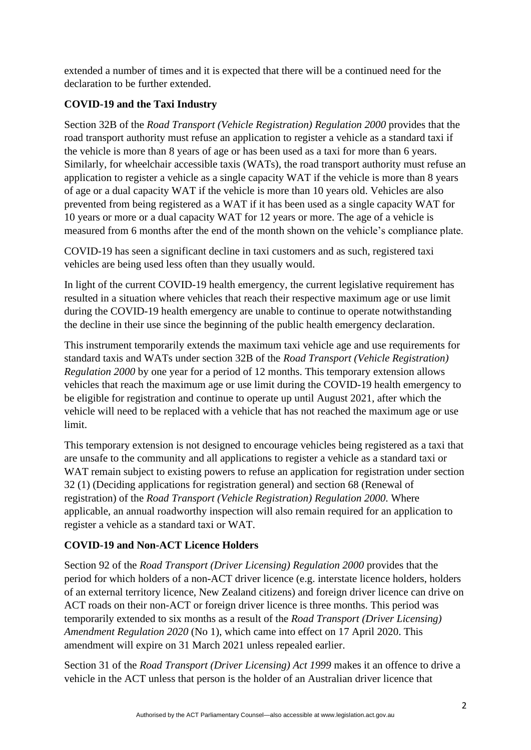extended a number of times and it is expected that there will be a continued need for the declaration to be further extended.

**COVID-19 and the Taxi Industry**

Section 32B of the *Road Transport (Vehicle Registration) Regulation 2000* provides that the road transport authority must refuse an application to register a vehicle as a standard taxi if the vehicle is more than 8 years of age or has been used as a taxi for more than 6 years. Similarly, for wheelchair accessible taxis (WATs), the road transport authority must refuse an application to register a vehicle as a single capacity WAT if the vehicle is more than 8 years of age or a dual capacity WAT if the vehicle is more than 10 years old. Vehicles are also prevented from being registered as a WAT if it has been used as a single capacity WAT for 10 years or more or a dual capacity WAT for 12 years or more. The age of a vehicle is measured from 6 months after the end of the month shown on the vehicle's compliance plate.

COVID-19 has seen a significant decline in taxi customers and as such, registered taxi vehicles are being used less often than they usually would.

In light of the current COVID-19 health emergency, the current legislative requirement has resulted in a situation where vehicles that reach their respective maximum age or use limit during the COVID-19 health emergency are unable to continue to operate notwithstanding the decline in their use since the beginning of the public health emergency declaration.

This instrument temporarily extends the maximum taxi vehicle age and use requirements for standard taxis and WATs under section 32B of the *Road Transport (Vehicle Registration) Regulation 2000* by one year for a period of 12 months. This temporary extension allows vehicles that reach the maximum age or use limit during the COVID-19 health emergency to be eligible for registration and continue to operate up until August 2021, after which the vehicle will need to be replaced with a vehicle that has not reached the maximum age or use limit.

This temporary extension is not designed to encourage vehicles being registered as a taxi that are unsafe to the community and all applications to register a vehicle as a standard taxi or WAT remain subject to existing powers to refuse an application for registration under section 32 (1) (Deciding applications for registration general) and section 68 (Renewal of registration) of the *Road Transport (Vehicle Registration) Regulation 2000*. Where applicable, an annual roadworthy inspection will also remain required for an application to register a vehicle as a standard taxi or WAT.

**COVID-19 and Non-ACT Licence Holders**

Section 92 of the *Road Transport (Driver Licensing) Regulation 2000* provides that the period for which holders of a non-ACT driver licence (e.g. interstate licence holders, holders of an external territory licence, New Zealand citizens) and foreign driver licence can drive on ACT roads on their non-ACT or foreign driver licence is three months. This period was temporarily extended to six months as a result of the *Road Transport (Driver Licensing) Amendment Regulation 2020* (No 1), which came into effect on 17 April 2020. This amendment will expire on 31 March 2021 unless repealed earlier.

Section 31 of the *Road Transport (Driver Licensing) Act 1999* makes it an offence to drive a vehicle in the ACT unless that person is the holder of an Australian driver licence that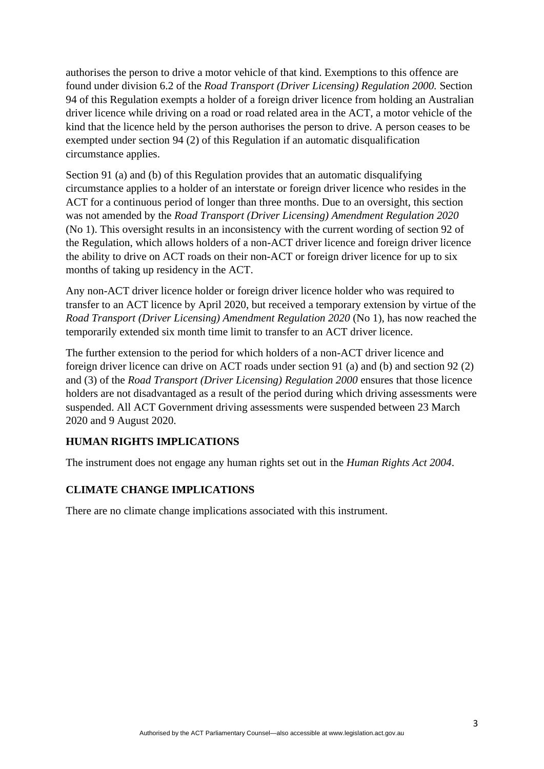authorises the person to drive a motor vehicle of that kind. Exemptions to this offence are found under division 6.2 of the *Road Transport (Driver Licensing) Regulation 2000.* Section 94 of this Regulation exempts a holder of a foreign driver licence from holding an Australian driver licence while driving on a road or road related area in the ACT, a motor vehicle of the kind that the licence held by the person authorises the person to drive. A person ceases to be exempted under section 94 (2) of this Regulation if an automatic disqualification circumstance applies.

Section 91 (a) and (b) of this Regulation provides that an automatic disqualifying circumstance applies to a holder of an interstate or foreign driver licence who resides in the ACT for a continuous period of longer than three months. Due to an oversight, this section was not amended by the *Road Transport (Driver Licensing) Amendment Regulation 2020* (No 1). This oversight results in an inconsistency with the current wording of section 92 of the Regulation, which allows holders of a non-ACT driver licence and foreign driver licence the ability to drive on ACT roads on their non-ACT or foreign driver licence for up to six months of taking up residency in the ACT.

Any non-ACT driver licence holder or foreign driver licence holder who was required to transfer to an ACT licence by April 2020, but received a temporary extension by virtue of the *Road Transport (Driver Licensing) Amendment Regulation 2020* (No 1), has now reached the temporarily extended six month time limit to transfer to an ACT driver licence.

The further extension to the period for which holders of a non-ACT driver licence and foreign driver licence can drive on ACT roads under section 91 (a) and (b) and section 92 (2) and (3) of the *Road Transport (Driver Licensing) Regulation 2000* ensures that those licence holders are not disadvantaged as a result of the period during which driving assessments were suspended. All ACT Government driving assessments were suspended between 23 March 2020 and 9 August 2020.

## HUMAN RIGHTS IMPLICATIONS

The instrument does not engage any human rights set out in the *Human Rights Act 2004*.

## CLIMATE CHANGE IMPLICATIONS

There are no climate change implications associated with this instrument.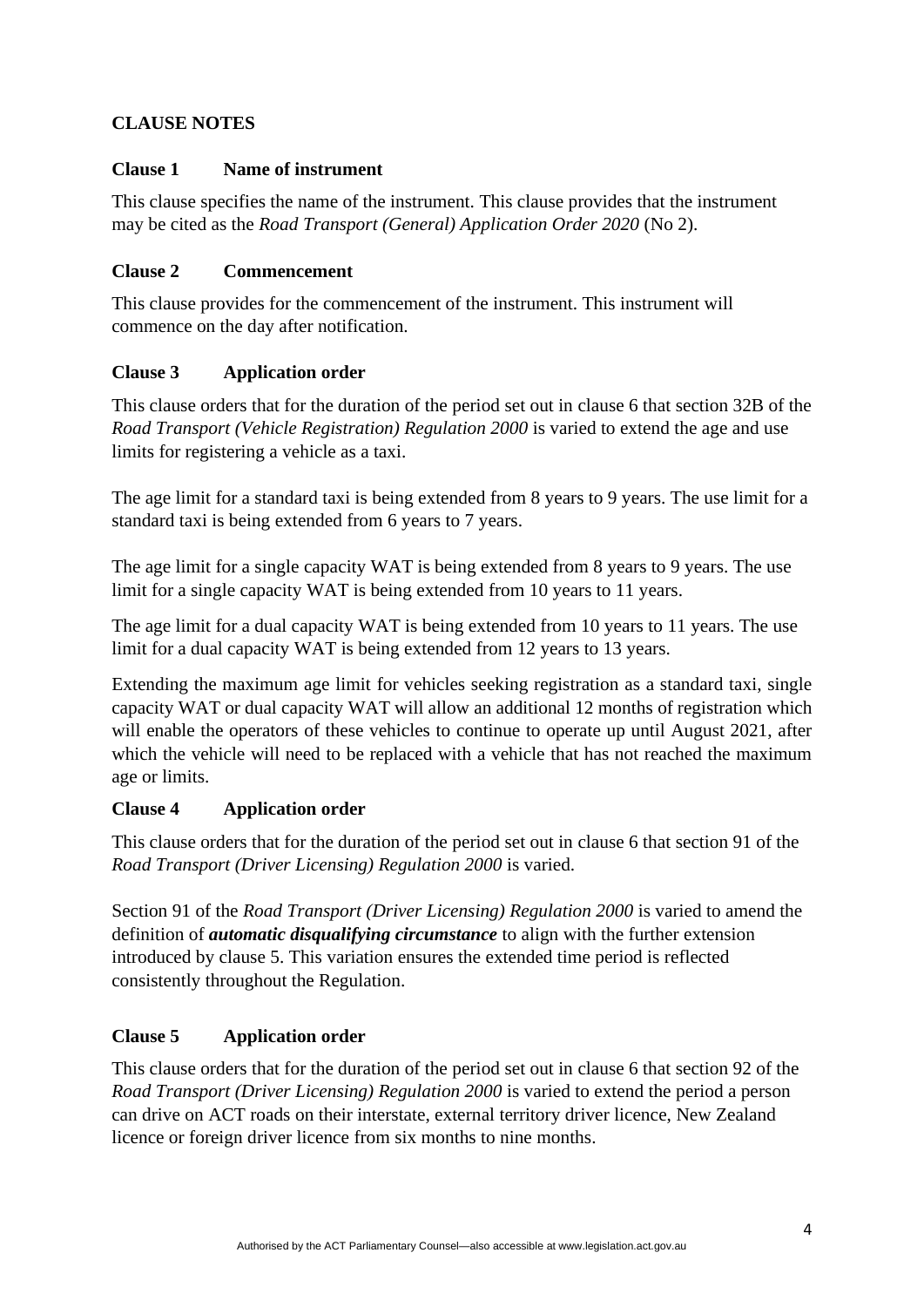## CLAUSE NOTES

### Clause 1 Name of instrument

This clause specifies the name of the instrument. This clause provides that the instrument may be cited as the *Road Transport (General) Application Order 2020* (No 2).

### Clause 2 Commencement

This clause provides for the commencement of the instrument. This instrument will commence on the day after notification.

### Clause 3 Application order

This clause orders that for the duration of the period set out in clause 6 that section 32B of the *Road Transport (Vehicle Registration) Regulation 2000* is varied to extend the age and use limits for registering a vehicle as a taxi.

The age limit for a standard taxi is being extended from 8 years to 9 years. The use limit for a standard taxi is being extended from 6 years to 7 years.

The age limit for a single capacity WAT is being extended from 8 years to 9 years. The use limit for a single capacity WAT is being extended from 10 years to 11 years.

The age limit for a dual capacity WAT is being extended from 10 years to 11 years. The use limit for a dual capacity WAT is being extended from 12 years to 13 years.

Extending the maximum age limit for vehicles seeking registration as a standard taxi, single capacity WAT or dual capacity WAT will allow an additional 12 months of registration which will enable the operators of these vehicles to continue to operate up until August 2021, after which the vehicle will need to be replaced with a vehicle that has not reached the maximum age or limits.

### Clause 4 Application order

This clause orders that for the duration of the period set out in clause 6 that section 91 of the *Road Transport (Driver Licensing) Regulation 2000* is varied.

Section 91 of the *Road Transport (Driver Licensing) Regulation 2000* is varied to amend the definition of ***automatic disqualifying circumstance*** to align with the further extension introduced by clause 5. This variation ensures the extended time period is reflected consistently throughout the Regulation.

### Clause 5 Application order

This clause orders that for the duration of the period set out in clause 6 that section 92 of the *Road Transport (Driver Licensing) Regulation 2000* is varied to extend the period a person can drive on ACT roads on their interstate, external territory driver licence, New Zealand licence or foreign driver licence from six months to nine months.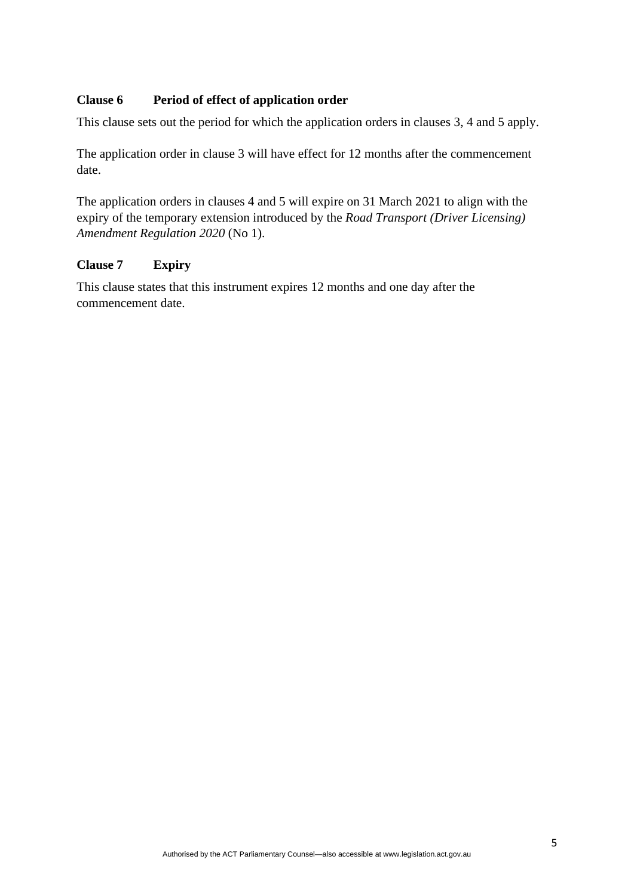**Clause 6 Period of effect of application order**

This clause sets out the period for which the application orders in clauses 3, 4 and 5 apply.

The application order in clause 3 will have effect for 12 months after the commencement date.

The application orders in clauses 4 and 5 will expire on 31 March 2021 to align with the expiry of the temporary extension introduced by the *Road Transport (Driver Licensing) Amendment Regulation 2020* (No 1).

**Clause 7 Expiry**

This clause states that this instrument expires 12 months and one day after the commencement date.